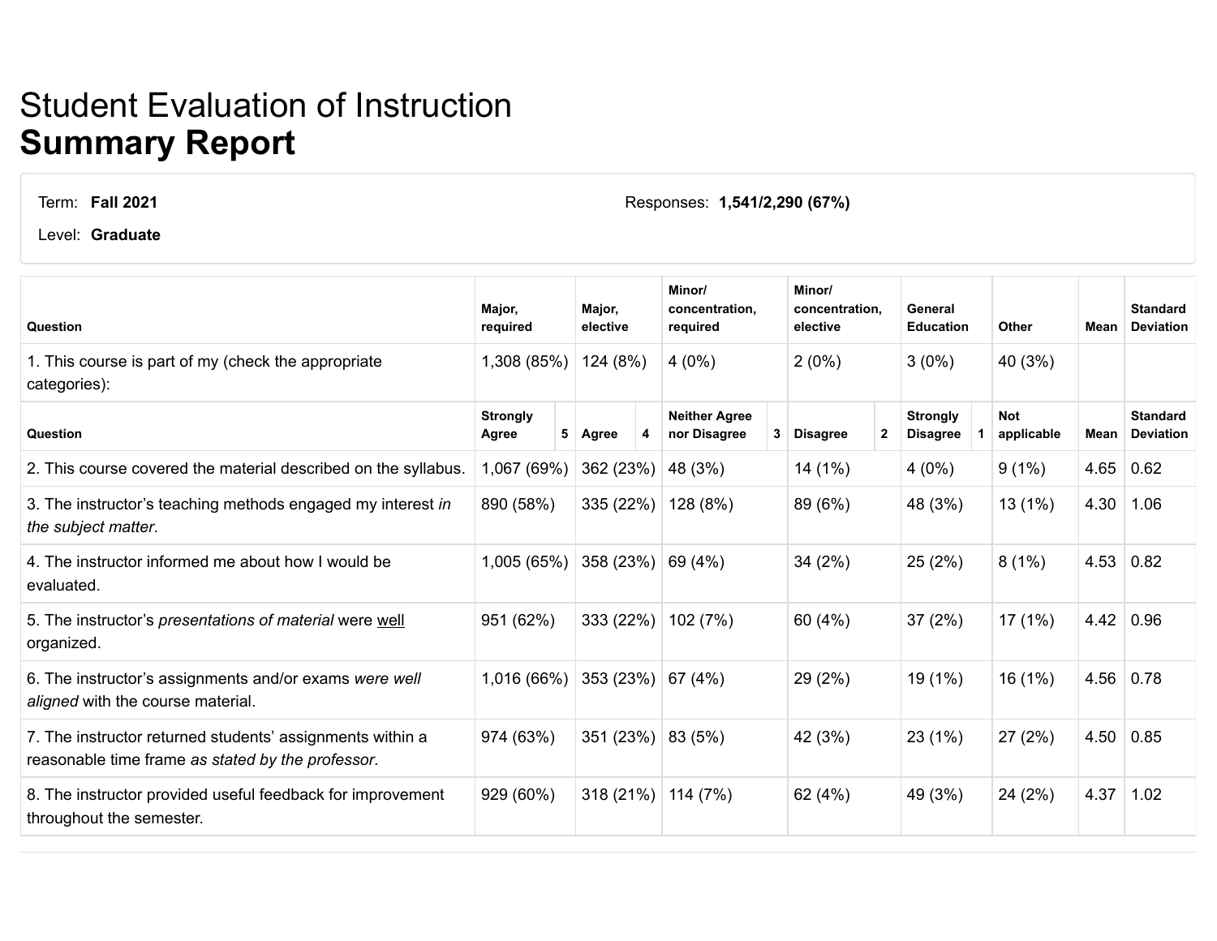# Student Evaluation of Instruction
# **Summary Report**

Term: **Fall 2021**

Level: **Graduate**

Responses: **1,541/2,290 (67%)**

| Question | Major, required | Major, elective | Minor/ concentration, required | Minor/ concentration, elective | General Education | Other | Mean | Standard Deviation |
|---|---|---|---|---|---|---|---|---|
| 1. This course is part of my (check the appropriate categories): | 1,308 (85%) | 124 (8%) | 4 (0%) | 2 (0%) | 3 (0%) | 40 (3%) | | |
| **Question** | **Strongly Agree 5** | **Agree 4** | **Neither Agree nor Disagree 3** | **Disagree 2** | **Strongly Disagree 1** | **Not applicable** | **Mean** | **Standard Deviation** |
| 2. This course covered the material described on the syllabus. | 1,067 (69%) | 362 (23%) | 48 (3%) | 14 (1%) | 4 (0%) | 9 (1%) | 4.65 | 0.62 |
| 3. The instructor's teaching methods engaged my interest *in the subject matter*. | 890 (58%) | 335 (22%) | 128 (8%) | 89 (6%) | 48 (3%) | 13 (1%) | 4.30 | 1.06 |
| 4. The instructor informed me about how I would be evaluated. | 1,005 (65%) | 358 (23%) | 69 (4%) | 34 (2%) | 25 (2%) | 8 (1%) | 4.53 | 0.82 |
| 5. The instructor's *presentations of material* were <u>well</u> organized. | 951 (62%) | 333 (22%) | 102 (7%) | 60 (4%) | 37 (2%) | 17 (1%) | 4.42 | 0.96 |
| 6. The instructor's assignments and/or exams *were well aligned* with the course material. | 1,016 (66%) | 353 (23%) | 67 (4%) | 29 (2%) | 19 (1%) | 16 (1%) | 4.56 | 0.78 |
| 7. The instructor returned students' assignments within a reasonable time frame *as stated by the professor*. | 974 (63%) | 351 (23%) | 83 (5%) | 42 (3%) | 23 (1%) | 27 (2%) | 4.50 | 0.85 |
| 8. The instructor provided useful feedback for improvement throughout the semester. | 929 (60%) | 318 (21%) | 114 (7%) | 62 (4%) | 49 (3%) | 24 (2%) | 4.37 | 1.02 |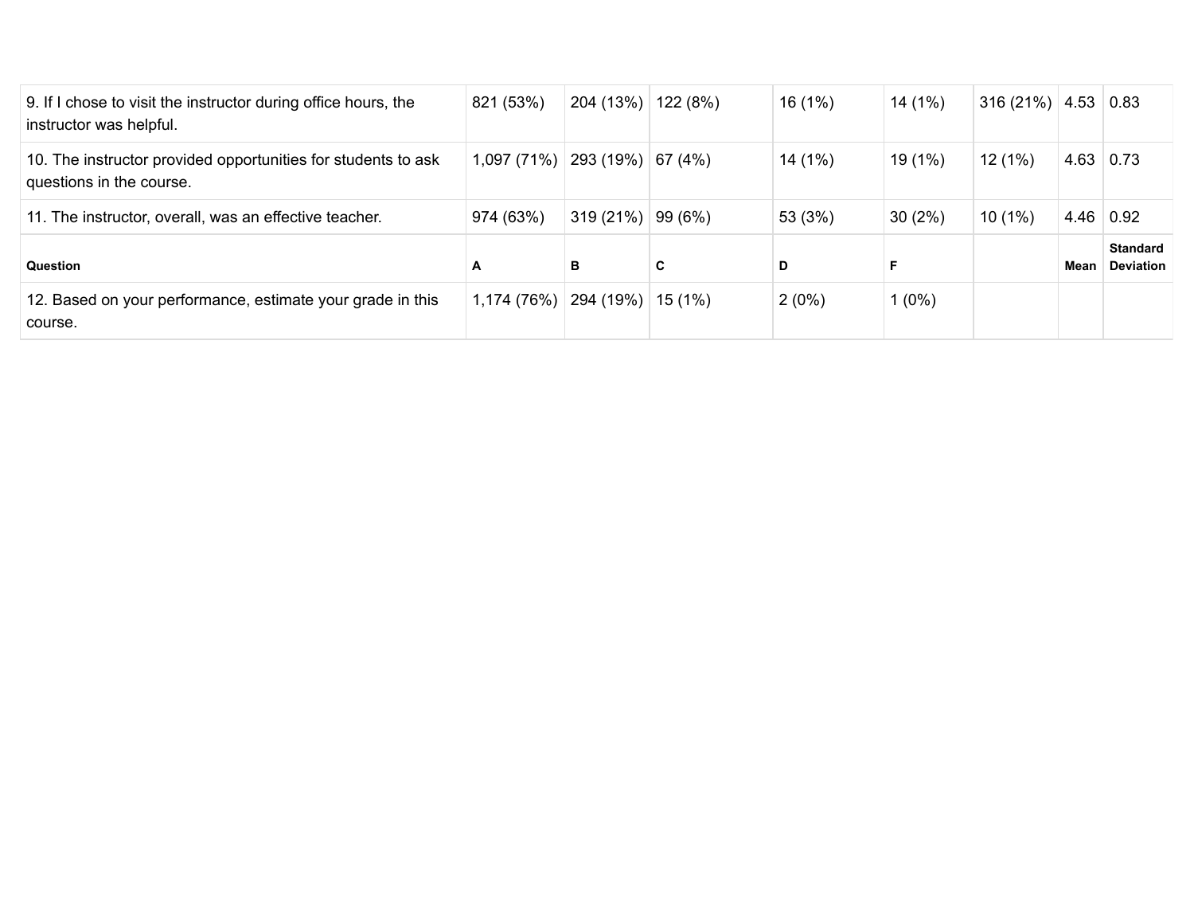| | | | | | | | | |
|---|---|---|---|---|---|---|---|---|
| 9. If I chose to visit the instructor during office hours, the instructor was helpful. | 821 (53%) | 204 (13%) | 122 (8%) | 16 (1%) | 14 (1%) | 316 (21%) | 4.53 | 0.83 |
| 10. The instructor provided opportunities for students to ask questions in the course. | 1,097 (71%) | 293 (19%) | 67 (4%) | 14 (1%) | 19 (1%) | 12 (1%) | 4.63 | 0.73 |
| 11. The instructor, overall, was an effective teacher. | 974 (63%) | 319 (21%) | 99 (6%) | 53 (3%) | 30 (2%) | 10 (1%) | 4.46 | 0.92 |
| **Question** | **A** | **B** | **C** | **D** | **F** | | **Mean** | **Standard Deviation** |
| 12. Based on your performance, estimate your grade in this course. | 1,174 (76%) | 294 (19%) | 15 (1%) | 2 (0%) | 1 (0%) | | | |